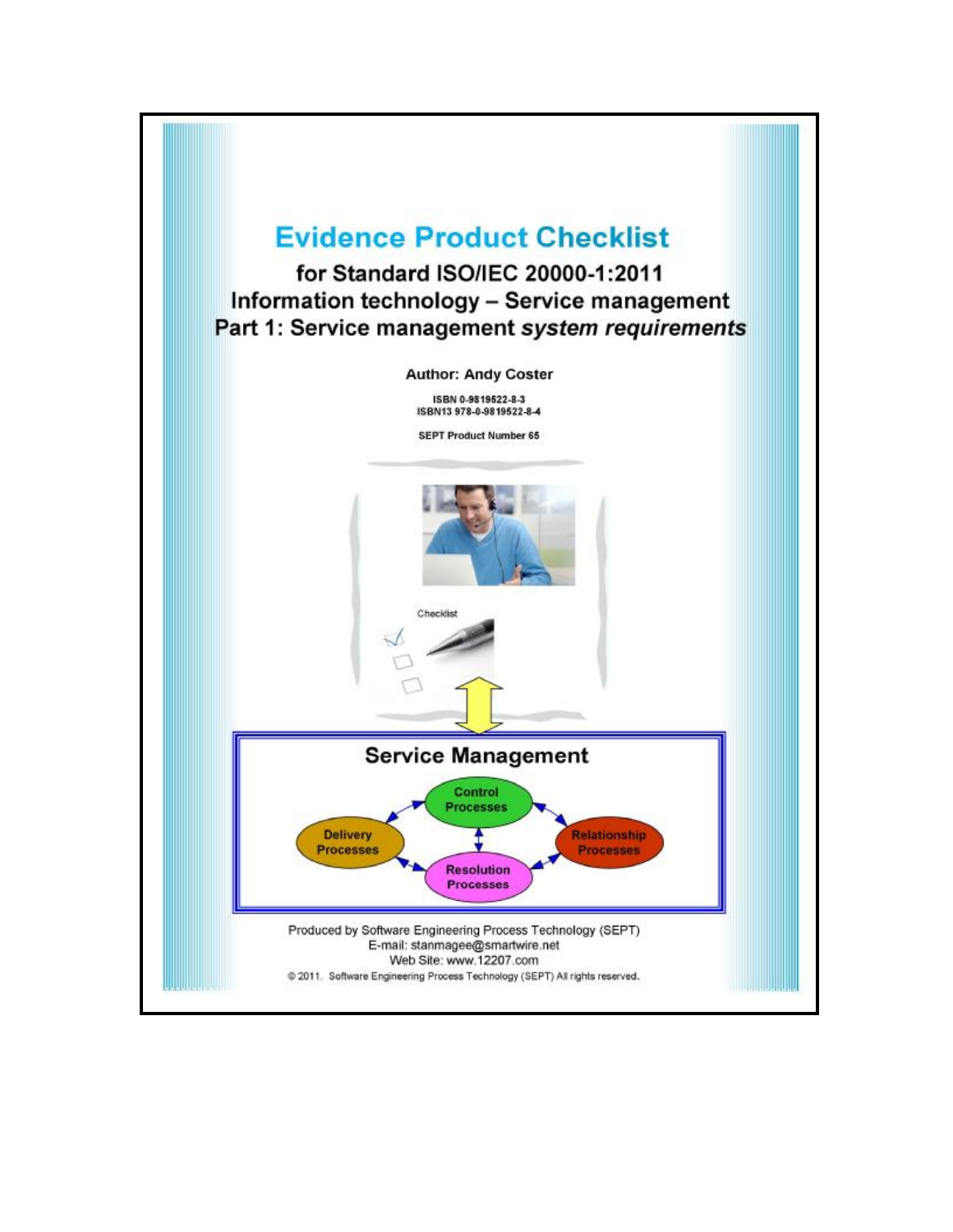# Evidence Product Checklist

## for Standard ISO/IEC 20000-1:2011
## Information technology – Service management
## Part 1: Service management *system requirements*

**Author: Andy Coster**

ISBN 0-9819522-8-3
ISBN13 978-0-9819522-8-4

SEPT Product Number 65

Checklist

**Service Management**

Control Processes

Delivery Processes

Relationship Processes

Resolution Processes

Produced by Software Engineering Process Technology (SEPT)
E-mail: stanmagee@smartwire.net
Web Site: www.12207.com
© 2011. Software Engineering Process Technology (SEPT) All rights reserved.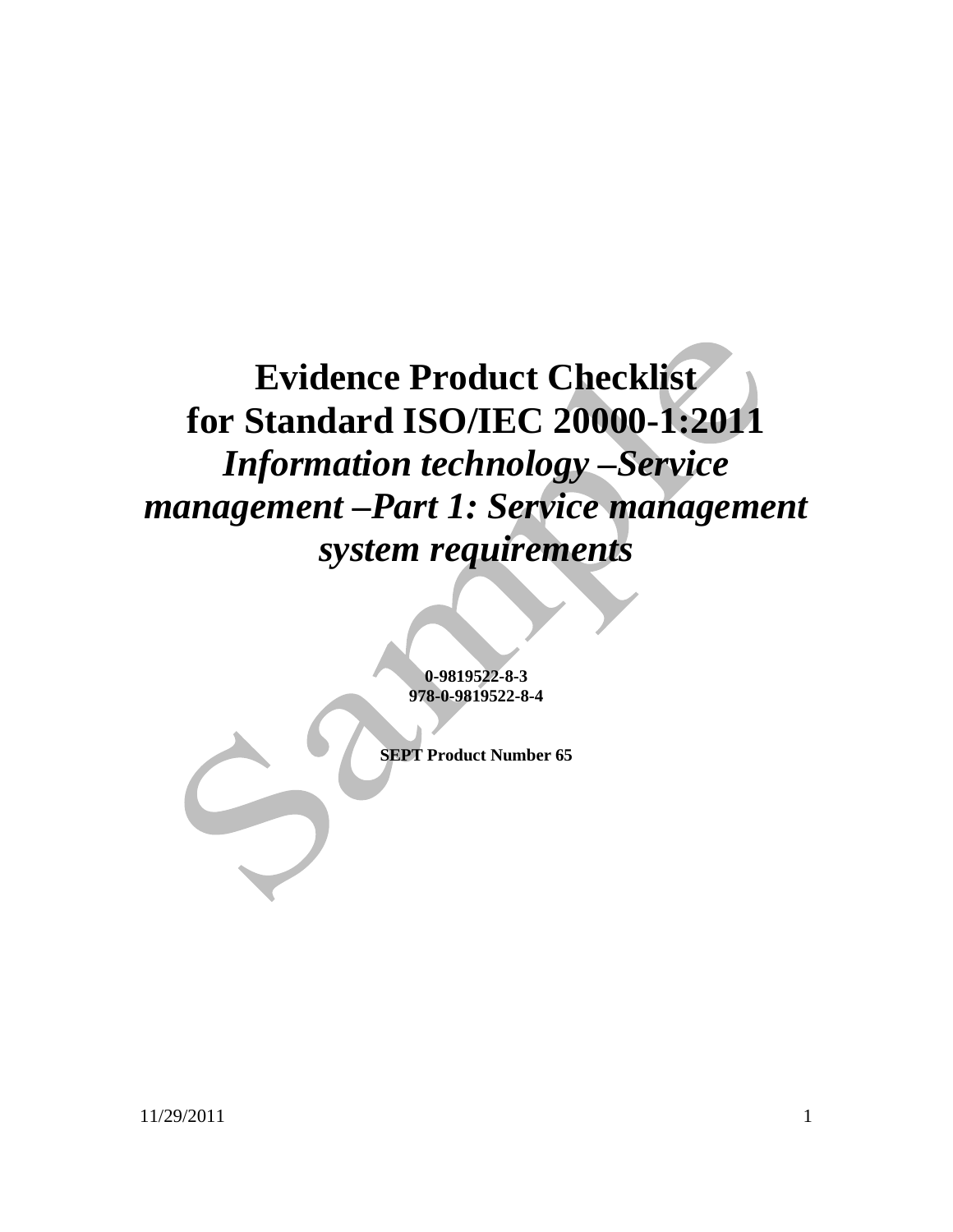# Evidence Product Checklist for Standard ISO/IEC 20000-1:2011

# *Information technology –Service management –Part 1: Service management system requirements*

**0-9819522-8-3**
**978-0-9819522-8-4**

**SEPT Product Number 65**

11/29/2011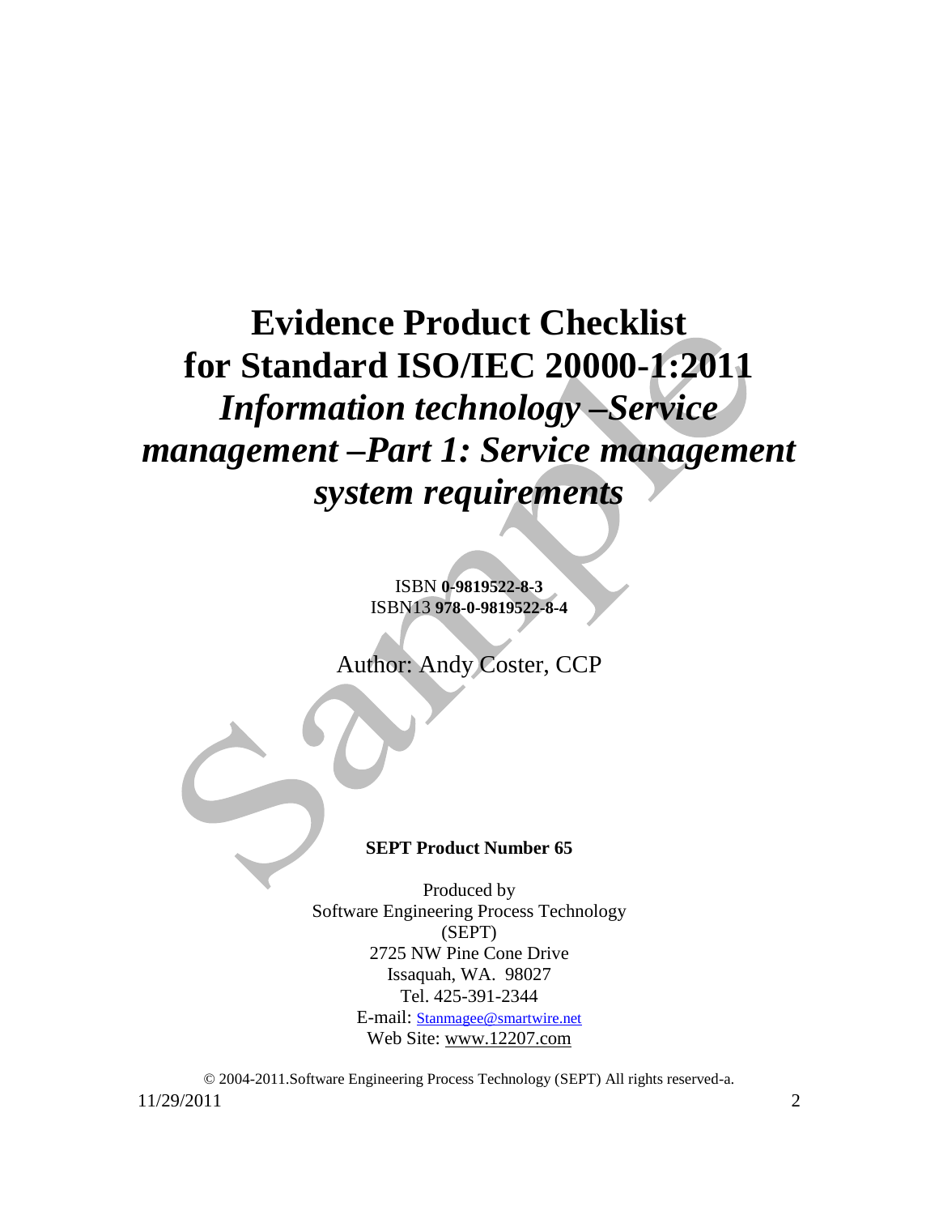# Evidence Product Checklist for Standard ISO/IEC 20000-1:2011

# *Information technology –Service management –Part 1: Service management system requirements*

ISBN **0-9819522-8-3**
ISBN13 **978-0-9819522-8-4**

Author: Andy Coster, CCP

**SEPT Product Number 65**

Produced by
Software Engineering Process Technology
(SEPT)
2725 NW Pine Cone Drive
Issaquah, WA. 98027
Tel. 425-391-2344
E-mail: Stanmagee@smartwire.net
Web Site: www.12207.com

© 2004-2011.Software Engineering Process Technology (SEPT) All rights reserved-a.

11/29/2011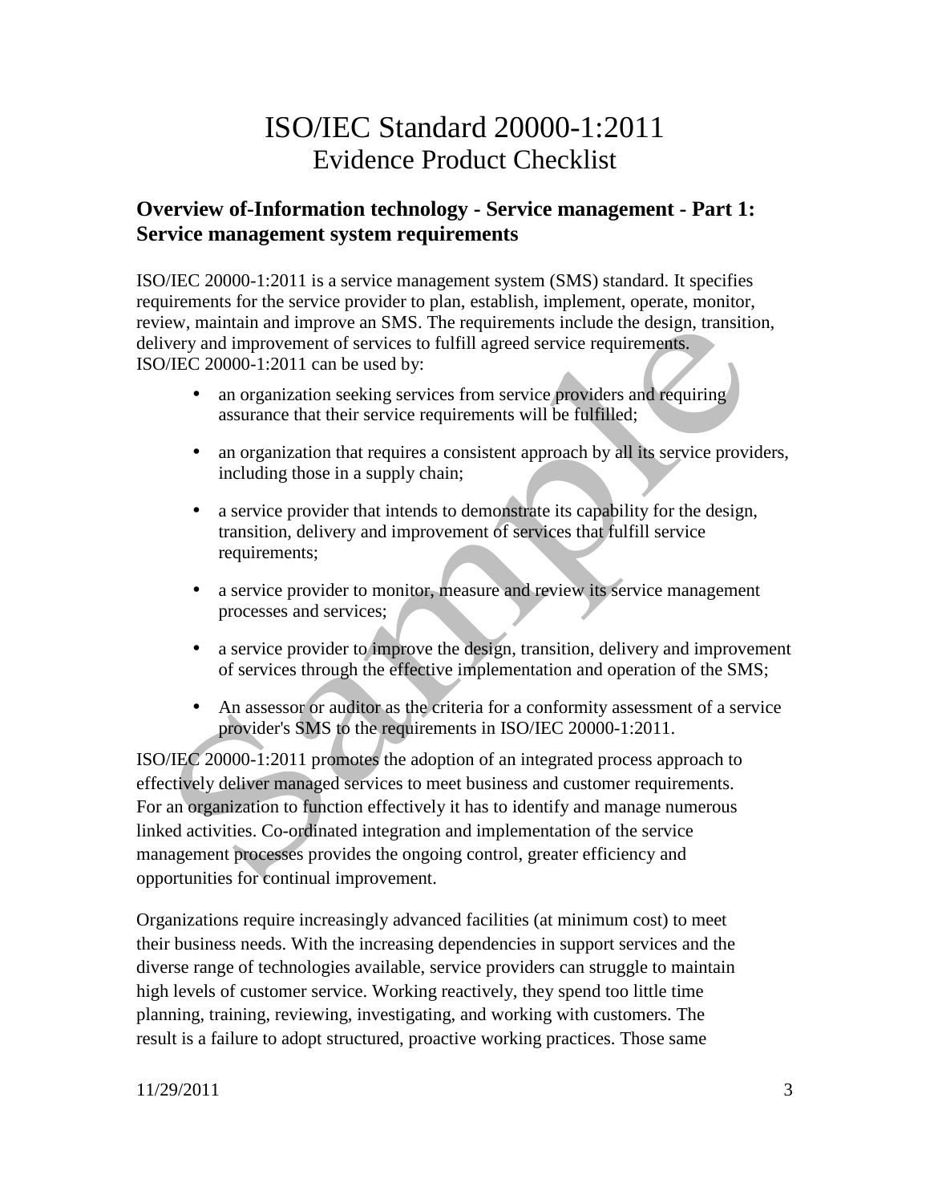# ISO/IEC Standard 20000-1:2011
# Evidence Product Checklist

## Overview of-Information technology - Service management - Part 1: Service management system requirements

ISO/IEC 20000-1:2011 is a service management system (SMS) standard. It specifies requirements for the service provider to plan, establish, implement, operate, monitor, review, maintain and improve an SMS. The requirements include the design, transition, delivery and improvement of services to fulfill agreed service requirements. ISO/IEC 20000-1:2011 can be used by:

- an organization seeking services from service providers and requiring assurance that their service requirements will be fulfilled;
- an organization that requires a consistent approach by all its service providers, including those in a supply chain;
- a service provider that intends to demonstrate its capability for the design, transition, delivery and improvement of services that fulfill service requirements;
- a service provider to monitor, measure and review its service management processes and services;
- a service provider to improve the design, transition, delivery and improvement of services through the effective implementation and operation of the SMS;
- An assessor or auditor as the criteria for a conformity assessment of a service provider's SMS to the requirements in ISO/IEC 20000-1:2011.

ISO/IEC 20000-1:2011 promotes the adoption of an integrated process approach to effectively deliver managed services to meet business and customer requirements. For an organization to function effectively it has to identify and manage numerous linked activities. Co-ordinated integration and implementation of the service management processes provides the ongoing control, greater efficiency and opportunities for continual improvement.

Organizations require increasingly advanced facilities (at minimum cost) to meet their business needs. With the increasing dependencies in support services and the diverse range of technologies available, service providers can struggle to maintain high levels of customer service. Working reactively, they spend too little time planning, training, reviewing, investigating, and working with customers. The result is a failure to adopt structured, proactive working practices. Those same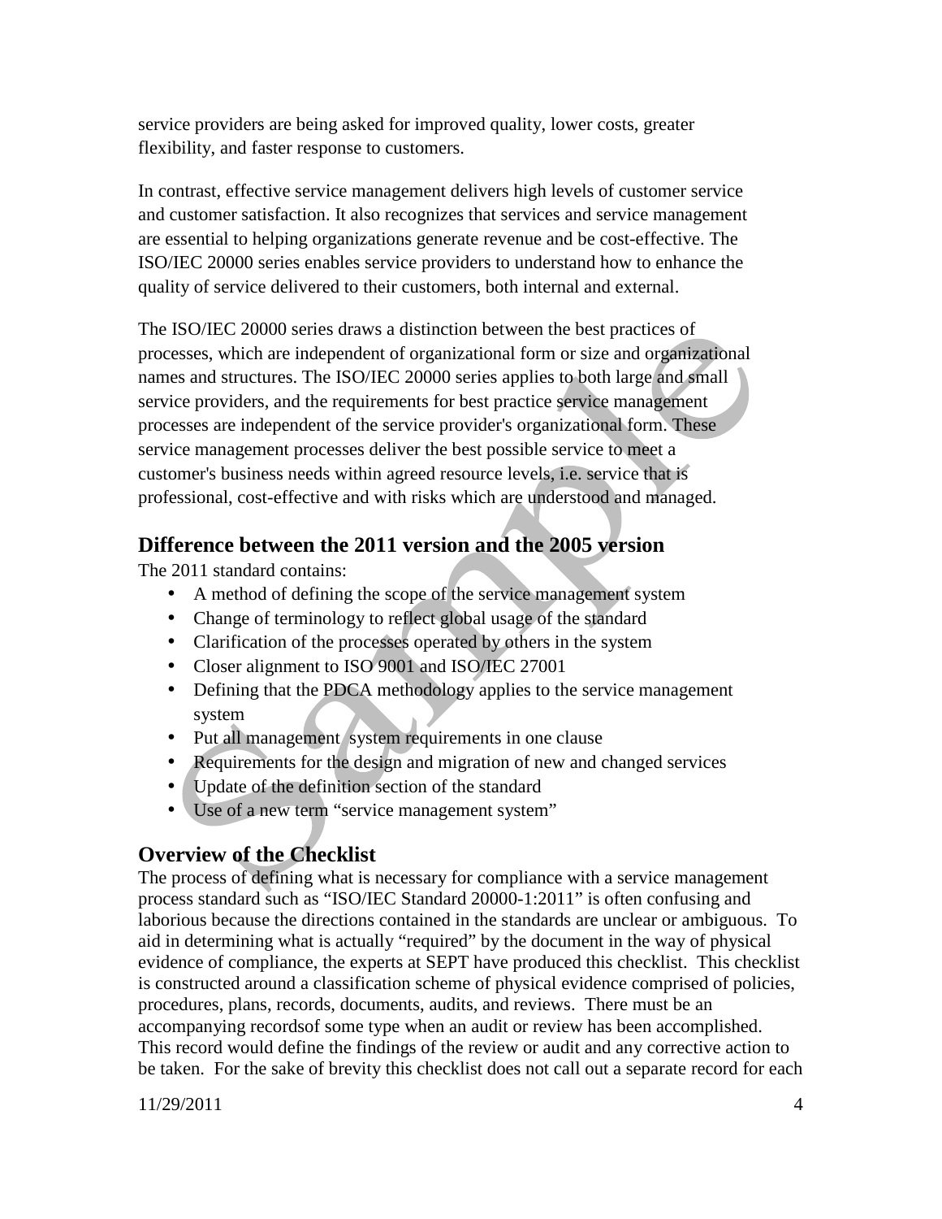service providers are being asked for improved quality, lower costs, greater flexibility, and faster response to customers.

In contrast, effective service management delivers high levels of customer service and customer satisfaction. It also recognizes that services and service management are essential to helping organizations generate revenue and be cost-effective. The ISO/IEC 20000 series enables service providers to understand how to enhance the quality of service delivered to their customers, both internal and external.

The ISO/IEC 20000 series draws a distinction between the best practices of processes, which are independent of organizational form or size and organizational names and structures. The ISO/IEC 20000 series applies to both large and small service providers, and the requirements for best practice service management processes are independent of the service provider's organizational form. These service management processes deliver the best possible service to meet a customer's business needs within agreed resource levels, i.e. service that is professional, cost-effective and with risks which are understood and managed.

## Difference between the 2011 version and the 2005 version

The 2011 standard contains:

- A method of defining the scope of the service management system
- Change of terminology to reflect global usage of the standard
- Clarification of the processes operated by others in the system
- Closer alignment to ISO 9001 and ISO/IEC 27001
- Defining that the PDCA methodology applies to the service management system
- Put all management system requirements in one clause
- Requirements for the design and migration of new and changed services
- Update of the definition section of the standard
- Use of a new term "service management system"

## Overview of the Checklist

The process of defining what is necessary for compliance with a service management process standard such as "ISO/IEC Standard 20000-1:2011" is often confusing and laborious because the directions contained in the standards are unclear or ambiguous. To aid in determining what is actually "required" by the document in the way of physical evidence of compliance, the experts at SEPT have produced this checklist. This checklist is constructed around a classification scheme of physical evidence comprised of policies, procedures, plans, records, documents, audits, and reviews. There must be an accompanying recordsof some type when an audit or review has been accomplished. This record would define the findings of the review or audit and any corrective action to be taken. For the sake of brevity this checklist does not call out a separate record for each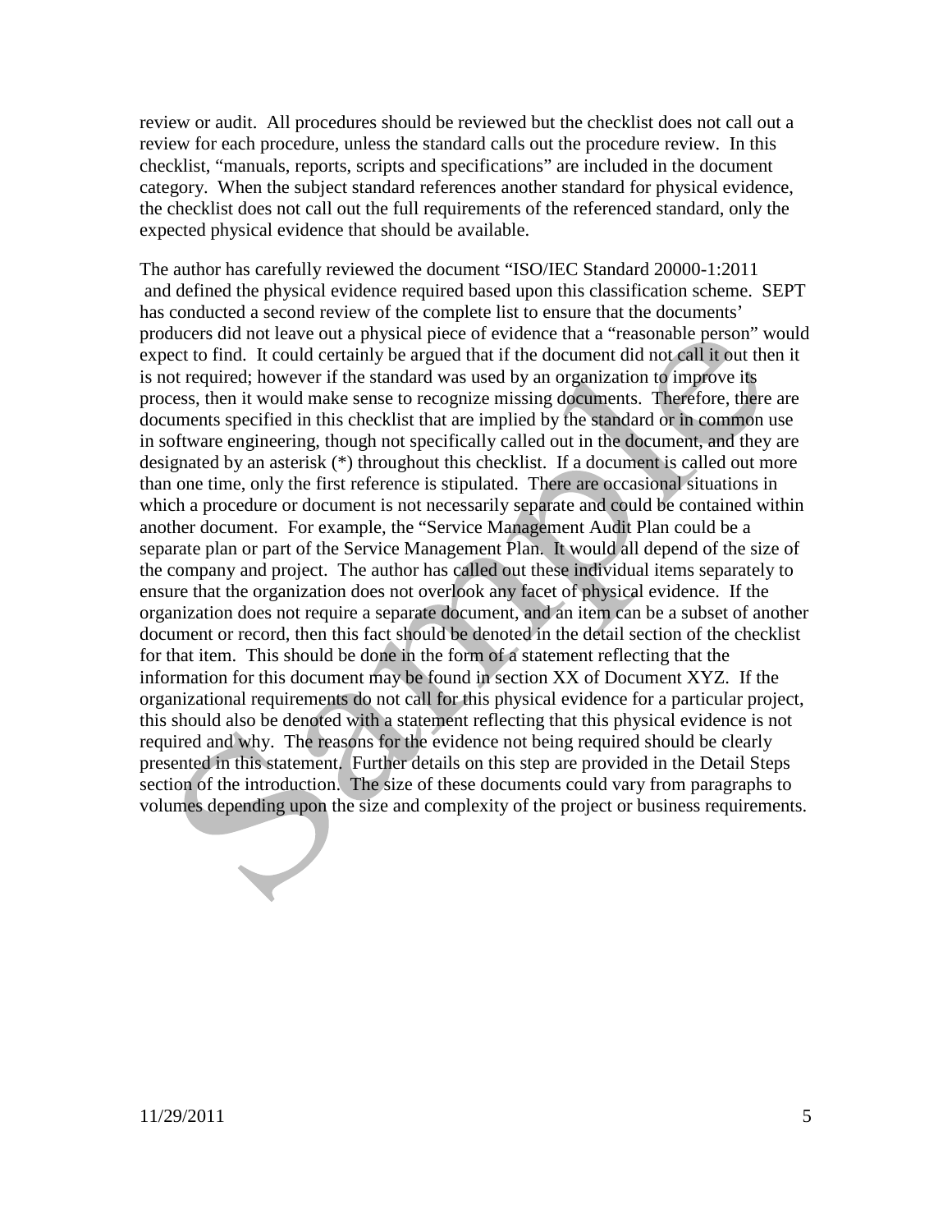review or audit. All procedures should be reviewed but the checklist does not call out a review for each procedure, unless the standard calls out the procedure review. In this checklist, "manuals, reports, scripts and specifications" are included in the document category. When the subject standard references another standard for physical evidence, the checklist does not call out the full requirements of the referenced standard, only the expected physical evidence that should be available.

The author has carefully reviewed the document "ISO/IEC Standard 20000-1:2011 and defined the physical evidence required based upon this classification scheme. SEPT has conducted a second review of the complete list to ensure that the documents' producers did not leave out a physical piece of evidence that a "reasonable person" would expect to find. It could certainly be argued that if the document did not call it out then it is not required; however if the standard was used by an organization to improve its process, then it would make sense to recognize missing documents. Therefore, there are documents specified in this checklist that are implied by the standard or in common use in software engineering, though not specifically called out in the document, and they are designated by an asterisk (*) throughout this checklist. If a document is called out more than one time, only the first reference is stipulated. There are occasional situations in which a procedure or document is not necessarily separate and could be contained within another document. For example, the "Service Management Audit Plan could be a separate plan or part of the Service Management Plan. It would all depend of the size of the company and project. The author has called out these individual items separately to ensure that the organization does not overlook any facet of physical evidence. If the organization does not require a separate document, and an item can be a subset of another document or record, then this fact should be denoted in the detail section of the checklist for that item. This should be done in the form of a statement reflecting that the information for this document may be found in section XX of Document XYZ. If the organizational requirements do not call for this physical evidence for a particular project, this should also be denoted with a statement reflecting that this physical evidence is not required and why. The reasons for the evidence not being required should be clearly presented in this statement. Further details on this step are provided in the Detail Steps section of the introduction. The size of these documents could vary from paragraphs to volumes depending upon the size and complexity of the project or business requirements.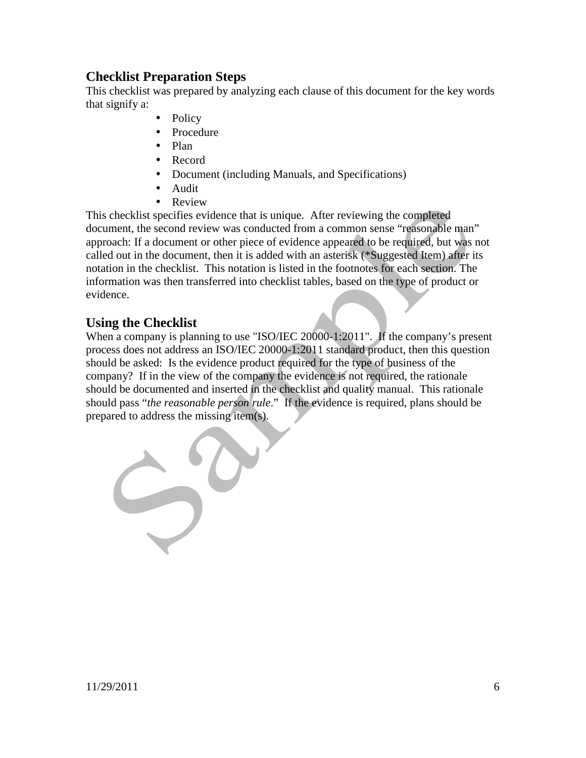## Checklist Preparation Steps

This checklist was prepared by analyzing each clause of this document for the key words that signify a:

- Policy
- Procedure
- Plan
- Record
- Document (including Manuals, and Specifications)
- Audit
- Review

This checklist specifies evidence that is unique. After reviewing the completed document, the second review was conducted from a common sense "reasonable man" approach: If a document or other piece of evidence appeared to be required, but was not called out in the document, then it is added with an asterisk (*Suggested Item) after its notation in the checklist. This notation is listed in the footnotes for each section. The information was then transferred into checklist tables, based on the type of product or evidence.

## Using the Checklist

When a company is planning to use "ISO/IEC 20000-1:2011". If the company's present process does not address an ISO/IEC 20000-1:2011 standard product, then this question should be asked: Is the evidence product required for the type of business of the company? If in the view of the company the evidence is not required, the rationale should be documented and inserted in the checklist and quality manual. This rationale should pass "*the reasonable person rule*." If the evidence is required, plans should be prepared to address the missing item(s).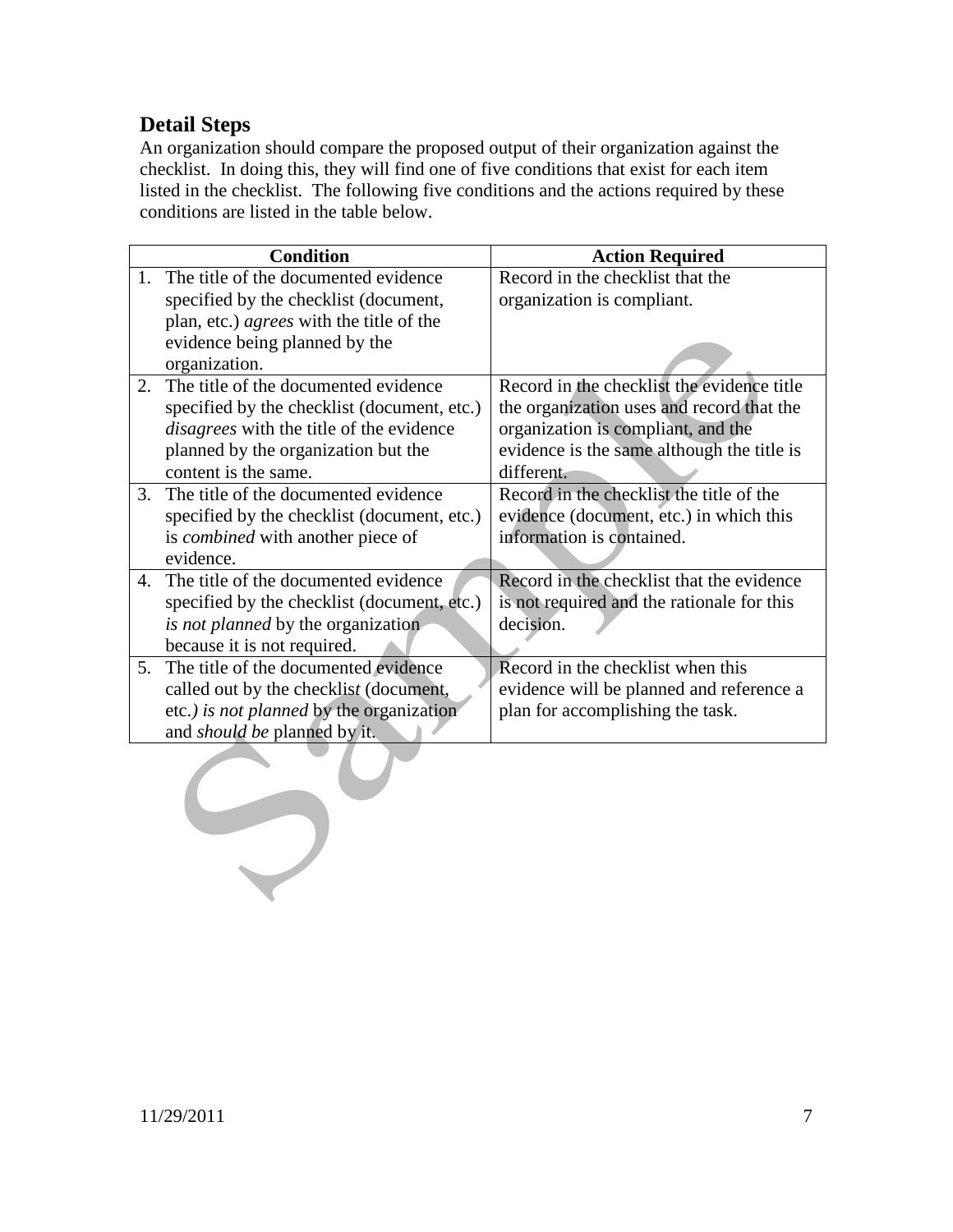## Detail Steps

An organization should compare the proposed output of their organization against the checklist. In doing this, they will find one of five conditions that exist for each item listed in the checklist. The following five conditions and the actions required by these conditions are listed in the table below.

| Condition | Action Required |
|---|---|
| 1. The title of the documented evidence specified by the checklist (document, plan, etc.) *agrees* with the title of the evidence being planned by the organization. | Record in the checklist that the organization is compliant. |
| 2. The title of the documented evidence specified by the checklist (document, etc.) *disagrees* with the title of the evidence planned by the organization but the content is the same. | Record in the checklist the evidence title the organization uses and record that the organization is compliant, and the evidence is the same although the title is different. |
| 3. The title of the documented evidence specified by the checklist (document, etc.) is *combined* with another piece of evidence. | Record in the checklist the title of the evidence (document, etc.) in which this information is contained. |
| 4. The title of the documented evidence specified by the checklist (document, etc.) *is not planned* by the organization because it is not required. | Record in the checklist that the evidence is not required and the rationale for this decision. |
| 5. The title of the documented evidence called out by the checklist (document, etc.) *is not planned* by the organization and *should be* planned by it. | Record in the checklist when this evidence will be planned and reference a plan for accomplishing the task. |

11/29/2011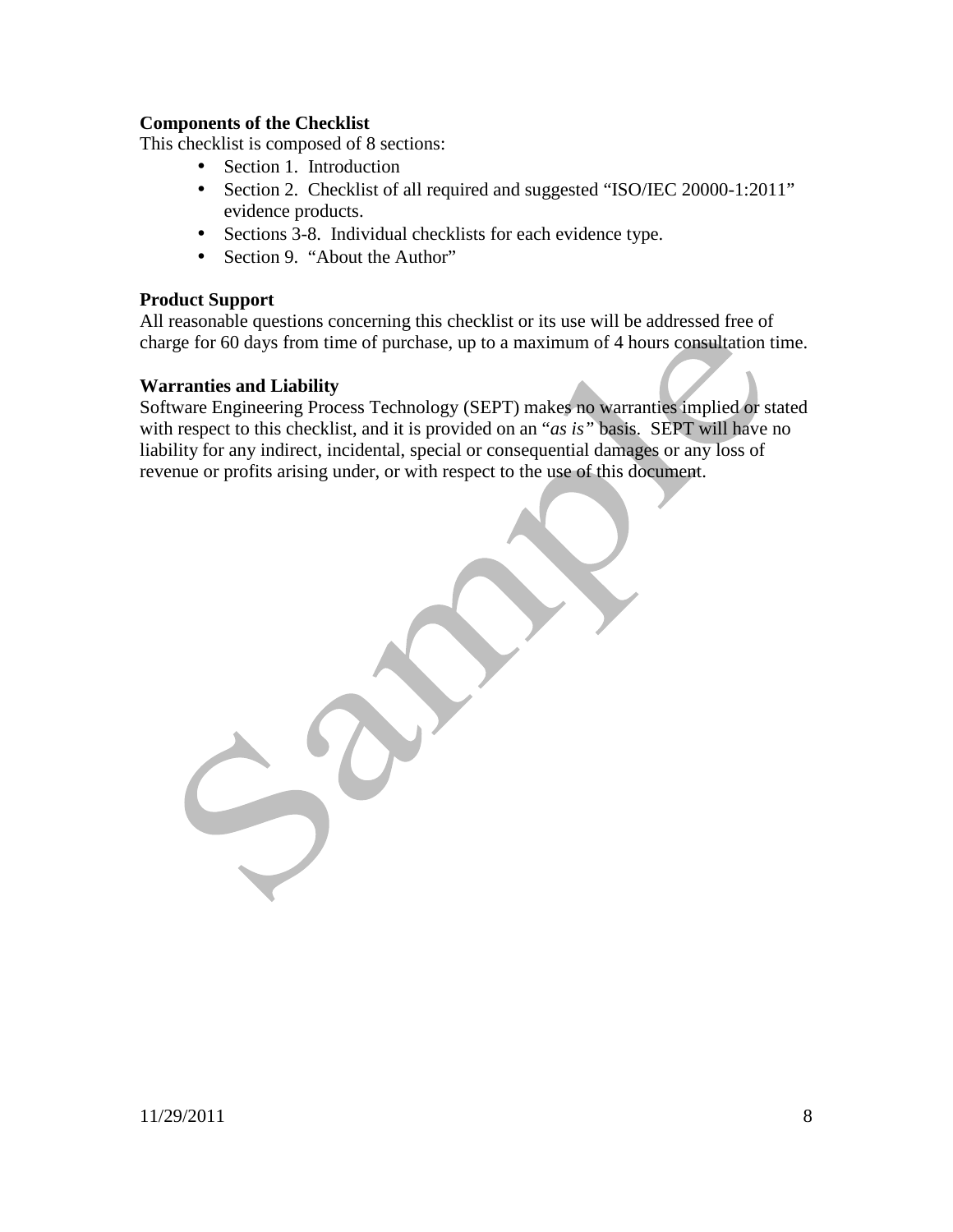**Components of the Checklist**

This checklist is composed of 8 sections:

- Section 1. Introduction
- Section 2. Checklist of all required and suggested "ISO/IEC 20000-1:2011" evidence products.
- Sections 3-8. Individual checklists for each evidence type.
- Section 9. "About the Author"

**Product Support**

All reasonable questions concerning this checklist or its use will be addressed free of charge for 60 days from time of purchase, up to a maximum of 4 hours consultation time.

**Warranties and Liability**

Software Engineering Process Technology (SEPT) makes no warranties implied or stated with respect to this checklist, and it is provided on an "*as is*" basis. SEPT will have no liability for any indirect, incidental, special or consequential damages or any loss of revenue or profits arising under, or with respect to the use of this document.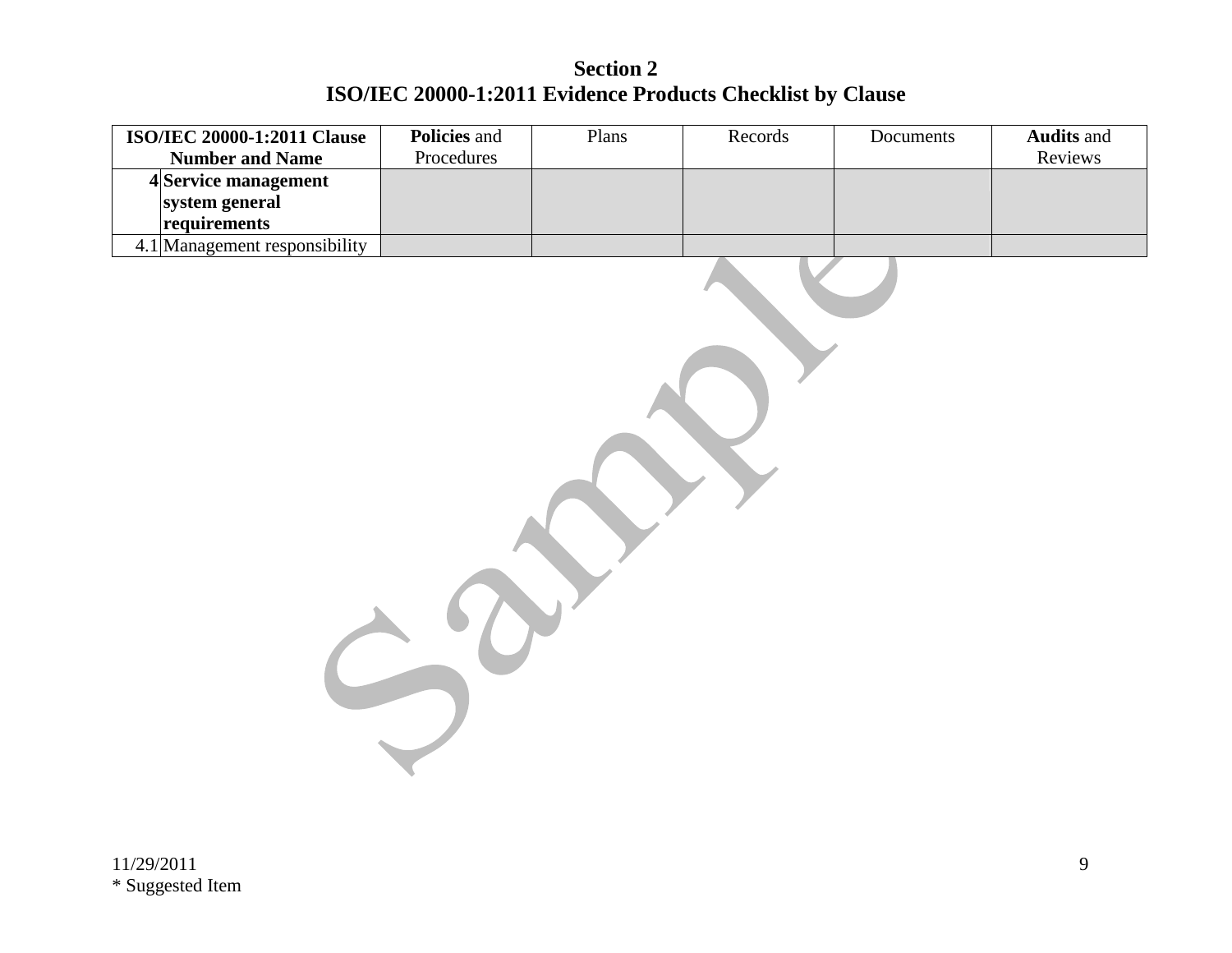# Section 2
# ISO/IEC 20000-1:2011 Evidence Products Checklist by Clause

| ISO/IEC 20000-1:2011 Clause Number and Name | | **Policies** and Procedures | Plans | Records | Documents | **Audits** and Reviews |
|---|---|---|---|---|---|---|
| **4** | **Service management system general requirements** | | | | | |
| 4.1 | Management responsibility | | | | | |

11/29/2011
* Suggested Item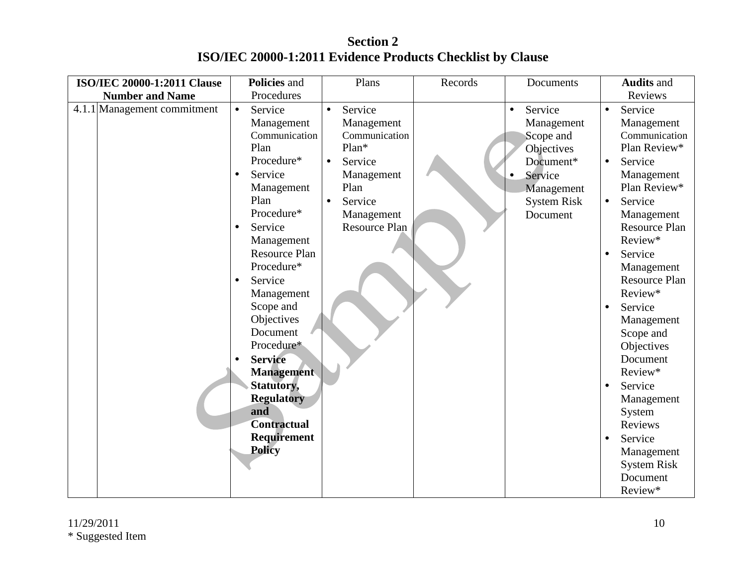## Section 2
## ISO/IEC 20000-1:2011 Evidence Products Checklist by Clause

| ISO/IEC 20000-1:2011 Clause Number and Name | | **Policies** and Procedures | Plans | Records | Documents | **Audits** and Reviews |
|---|---|---|---|---|---|---|
| 4.1.1 | Management commitment | • Service Management Communication Plan Procedure*<br>• Service Management Plan Procedure*<br>• Service Management Resource Plan Procedure*<br>• Service Management Scope and Objectives Document Procedure*<br>• **Service Management Statutory, Regulatory and Contractual Requirement Policy** | • Service Management Communication Plan*<br>• Service Management Plan<br>• Service Management Resource Plan | | • Service Management Scope and Objectives Document*<br>• Service Management System Risk Document | • Service Management Communication Plan Review*<br>• Service Management Plan Review*<br>• Service Management Resource Plan Review*<br>• Service Management Resource Plan Review*<br>• Service Management Scope and Objectives Document Review*<br>• Service Management System Reviews<br>• Service Management System Risk Document Review* |

11/29/2011
* Suggested Item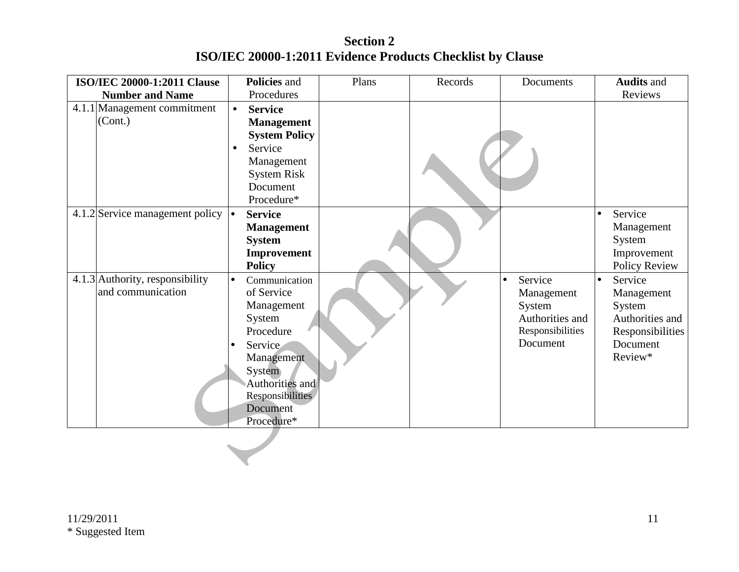# Section 2
## ISO/IEC 20000-1:2011 Evidence Products Checklist by Clause

| ISO/IEC 20000-1:2011 Clause Number and Name | | **Policies** and Procedures | Plans | Records | Documents | **Audits** and Reviews |
|---|---|---|---|---|---|---|
| 4.1.1 | Management commitment (Cont.) | • **Service Management System Policy**<br>• Service Management System Risk Document Procedure* | | | | |
| 4.1.2 | Service management policy | • **Service Management System Improvement Policy** | | | | • Service Management System Improvement Policy Review |
| 4.1.3 | Authority, responsibility and communication | • Communication of Service Management System Procedure<br>• Service Management System Authorities and Responsibilities Document Procedure* | | | • Service Management System Authorities and Responsibilities Document | • Service Management System Authorities and Responsibilities Document Review* |

11/29/2011
* Suggested Item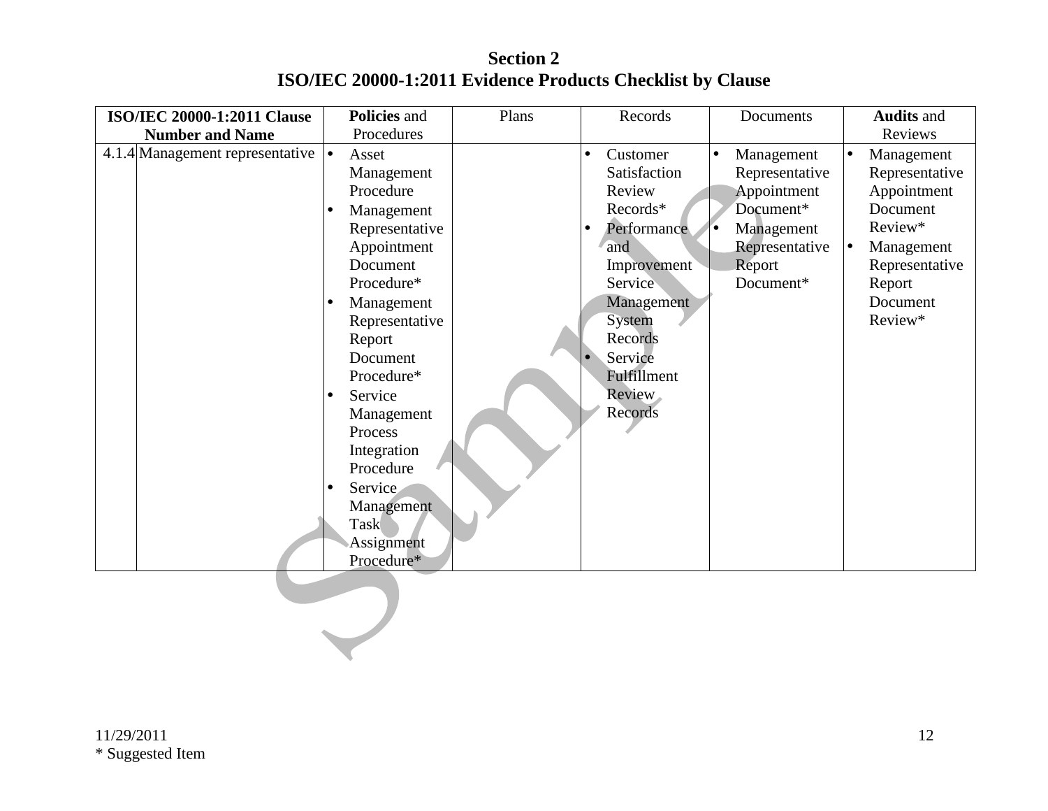# Section 2
## ISO/IEC 20000-1:2011 Evidence Products Checklist by Clause

| ISO/IEC 20000-1:2011 Clause Number and Name | | **Policies** and Procedures | Plans | Records | Documents | **Audits** and Reviews |
|---|---|---|---|---|---|---|
| 4.1.4 | Management representative | • Asset Management Procedure<br>• Management Representative Appointment Document Procedure*<br>• Management Representative Report Document Procedure*<br>• Service Management Process Integration Procedure<br>• Service Management Task Assignment Procedure* | | • Customer Satisfaction Review Records*<br>• Performance and Improvement Service Management System Records<br>• Service Fulfillment Review Records | • Management Representative Appointment Document*<br>• Management Representative Report Document* | • Management Representative Appointment Document Review*<br>• Management Representative Report Document Review* |

11/29/2011

* Suggested Item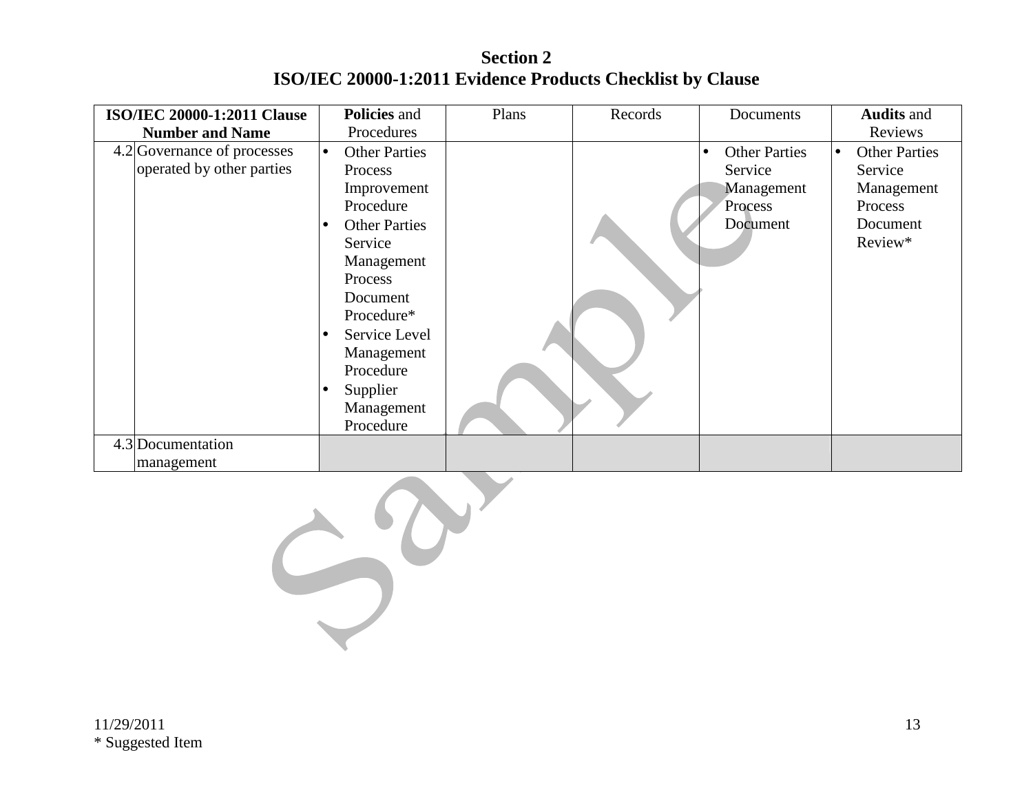# Section 2
# ISO/IEC 20000-1:2011 Evidence Products Checklist by Clause

| ISO/IEC 20000-1:2011 Clause Number and Name | | Policies and Procedures | Plans | Records | Documents | Audits and Reviews |
|---|---|---|---|---|---|---|
| 4.2 | Governance of processes operated by other parties | • Other Parties Process Improvement Procedure<br>• Other Parties Service Management Process Document Procedure*<br>• Service Level Management Procedure<br>• Supplier Management Procedure | | | • Other Parties Service Management Process Document | • Other Parties Service Management Process Document Review* |
| 4.3 | Documentation management | | | | | |

11/29/2011
* Suggested Item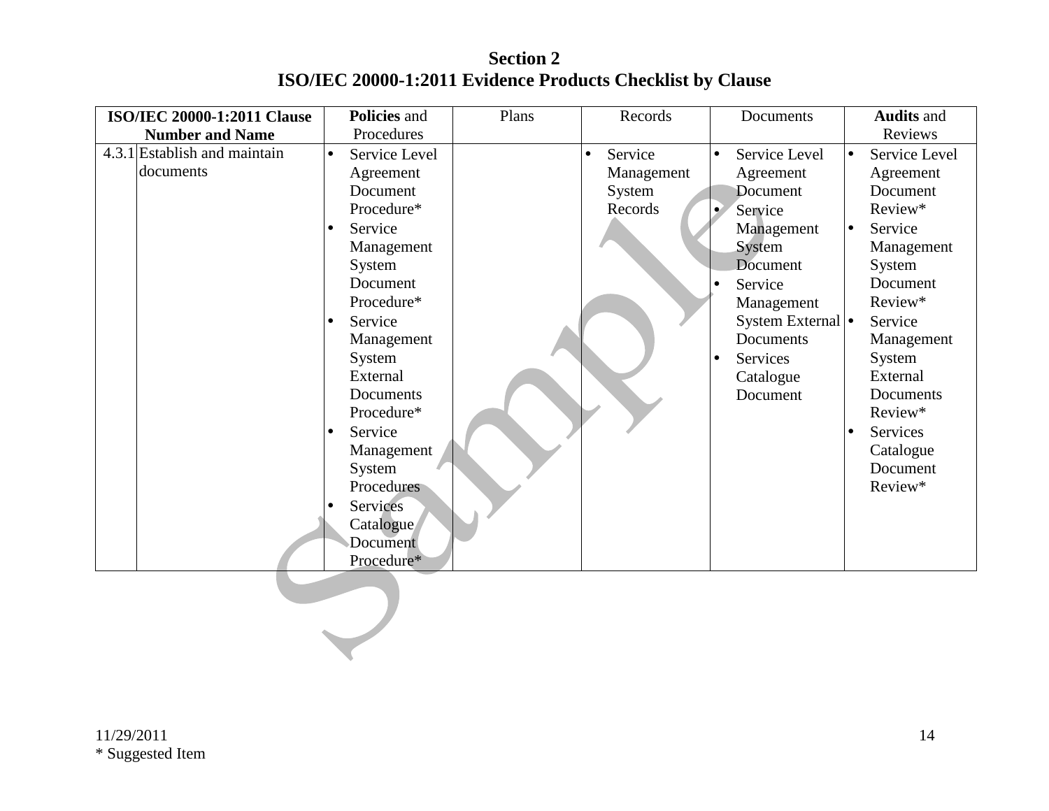## Section 2
## ISO/IEC 20000-1:2011 Evidence Products Checklist by Clause

| ISO/IEC 20000-1:2011 Clause Number and Name | | **Policies** and Procedures | Plans | Records | Documents | **Audits** and Reviews |
|---|---|---|---|---|---|---|
| 4.3.1 | Establish and maintain documents | • Service Level Agreement Document Procedure*<br>• Service Management System Document Procedure*<br>• Service Management System External Documents Procedure*<br>• Service Management System Procedures<br>• Services Catalogue Document Procedure* | | • Service Management System Records | • Service Level Agreement Document<br>• Service Management System Document<br>• Service Management System External Documents<br>• Services Catalogue Document | • Service Level Agreement Document Review*<br>• Service Management System Document Review*<br>• Service Management System External Documents Review*<br>• Services Catalogue Document Review* |

11/29/2011

* Suggested Item